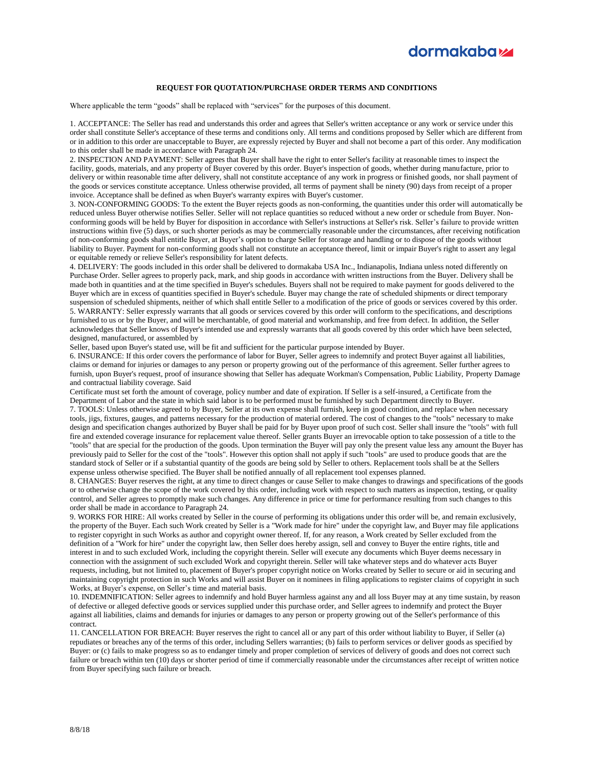dormakaba

## REQUEST FOR QUOTATION/PURCHASE ORDER TERMS AND CONDITIONS

Where applicable the term "goods" shall be replaced with "services" for the purposes of this document.

1. ACCEPTANCE: The Seller has read and understands this order and agrees that Seller's written acceptance or any work or service under this order shall constitute Seller's acceptance of these terms and conditions only. All terms and conditions proposed by Seller which are different from or in addition to this order are unacceptable to Buyer, are expressly rejected by Buyer and shall not become a part of this order. Any modification to this order shall be made in accordance with Paragraph 24.

2. INSPECTION AND PAYMENT: Seller agrees that Buyer shall have the right to enter Seller's facility at reasonable times to inspect the facility, goods, materials, and any property of Buyer covered by this order. Buyer's inspection of goods, whether during manufacture, prior to delivery or within reasonable time after delivery, shall not constitute acceptance of any work in progress or finished goods, nor shall payment of the goods or services constitute acceptance. Unless otherwise provided, all terms of payment shall be ninety (90) days from receipt of a proper invoice. Acceptance shall be defined as when Buyer's warranty expires with Buyer's customer.

3. NON-CONFORMING GOODS: To the extent the Buyer rejects goods as non-conforming, the quantities under this order will automatically be reduced unless Buyer otherwise notifies Seller. Seller will not replace quantities so reduced without a new order or schedule from Buyer. Non-conforming goods will be held by Buyer for disposition in accordance with Seller's instructions at Seller's risk. Seller's failure to provide written instructions within five (5) days, or such shorter periods as may be commercially reasonable under the circumstances, after receiving notification of non-conforming goods shall entitle Buyer, at Buyer's option to charge Seller for storage and handling or to dispose of the goods without liability to Buyer. Payment for non-conforming goods shall not constitute an acceptance thereof, limit or impair Buyer's right to assert any legal or equitable remedy or relieve Seller's responsibility for latent defects.

4. DELIVERY: The goods included in this order shall be delivered to dormakaba USA Inc., Indianapolis, Indiana unless noted differently on Purchase Order. Seller agrees to properly pack, mark, and ship goods in accordance with written instructions from the Buyer. Delivery shall be made both in quantities and at the time specified in Buyer's schedules. Buyers shall not be required to make payment for goods delivered to the Buyer which are in excess of quantities specified in Buyer's schedule. Buyer may change the rate of scheduled shipments or direct temporary suspension of scheduled shipments, neither of which shall entitle Seller to a modification of the price of goods or services covered by this order.

5. WARRANTY: Seller expressly warrants that all goods or services covered by this order will conform to the specifications, and descriptions furnished to us or by the Buyer, and will be merchantable, of good material and workmanship, and free from defect. In addition, the Seller acknowledges that Seller knows of Buyer's intended use and expressly warrants that all goods covered by this order which have been selected, designed, manufactured, or assembled by Seller, based upon Buyer's stated use, will be fit and sufficient for the particular purpose intended by Buyer.

6. INSURANCE: If this order covers the performance of labor for Buyer, Seller agrees to indemnify and protect Buyer against all liabilities, claims or demand for injuries or damages to any person or property growing out of the performance of this agreement. Seller further agrees to furnish, upon Buyer's request, proof of insurance showing that Seller has adequate Workman's Compensation, Public Liability, Property Damage and contractual liability coverage. Said Certificate must set forth the amount of coverage, policy number and date of expiration. If Seller is a self-insured, a Certificate from the Department of Labor and the state in which said labor is to be performed must be furnished by such Department directly to Buyer.

7. TOOLS: Unless otherwise agreed to by Buyer, Seller at its own expense shall furnish, keep in good condition, and replace when necessary tools, jigs, fixtures, gauges, and patterns necessary for the production of material ordered. The cost of changes to the "tools" necessary to make design and specification changes authorized by Buyer shall be paid for by Buyer upon proof of such cost. Seller shall insure the "tools" with full fire and extended coverage insurance for replacement value thereof. Seller grants Buyer an irrevocable option to take possession of a title to the "tools" that are special for the production of the goods. Upon termination the Buyer will pay only the present value less any amount the Buyer has previously paid to Seller for the cost of the "tools". However this option shall not apply if such "tools" are used to produce goods that are the standard stock of Seller or if a substantial quantity of the goods are being sold by Seller to others. Replacement tools shall be at the Sellers expense unless otherwise specified. The Buyer shall be notified annually of all replacement tool expenses planned.

8. CHANGES: Buyer reserves the right, at any time to direct changes or cause Seller to make changes to drawings and specifications of the goods or to otherwise change the scope of the work covered by this order, including work with respect to such matters as inspection, testing, or quality control, and Seller agrees to promptly make such changes. Any difference in price or time for performance resulting from such changes to this order shall be made in accordance to Paragraph 24.

9. WORKS FOR HIRE: All works created by Seller in the course of performing its obligations under this order will be, and remain exclusively, the property of the Buyer. Each such Work created by Seller is a "Work made for hire" under the copyright law, and Buyer may file applications to register copyright in such Works as author and copyright owner thereof. If, for any reason, a Work created by Seller excluded from the definition of a "Work for hire" under the copyright law, then Seller does hereby assign, sell and convey to Buyer the entire rights, title and interest in and to such excluded Work, including the copyright therein. Seller will execute any documents which Buyer deems necessary in connection with the assignment of such excluded Work and copyright therein. Seller will take whatever steps and do whatever acts Buyer requests, including, but not limited to, placement of Buyer's proper copyright notice on Works created by Seller to secure or aid in securing and maintaining copyright protection in such Works and will assist Buyer on it nominees in filing applications to register claims of copyright in such Works, at Buyer's expense, on Seller's time and material basis.

10. INDEMNIFICATION: Seller agrees to indemnify and hold Buyer harmless against any and all loss Buyer may at any time sustain, by reason of defective or alleged defective goods or services supplied under this purchase order, and Seller agrees to indemnify and protect the Buyer against all liabilities, claims and demands for injuries or damages to any person or property growing out of the Seller's performance of this contract.

11. CANCELLATION FOR BREACH: Buyer reserves the right to cancel all or any part of this order without liability to Buyer, if Seller (a) repudiates or breaches any of the terms of this order, including Sellers warranties; (b) fails to perform services or deliver goods as specified by Buyer: or (c) fails to make progress so as to endanger timely and proper completion of services of delivery of goods and does not correct such failure or breach within ten (10) days or shorter period of time if commercially reasonable under the circumstances after receipt of written notice from Buyer specifying such failure or breach.

8/8/18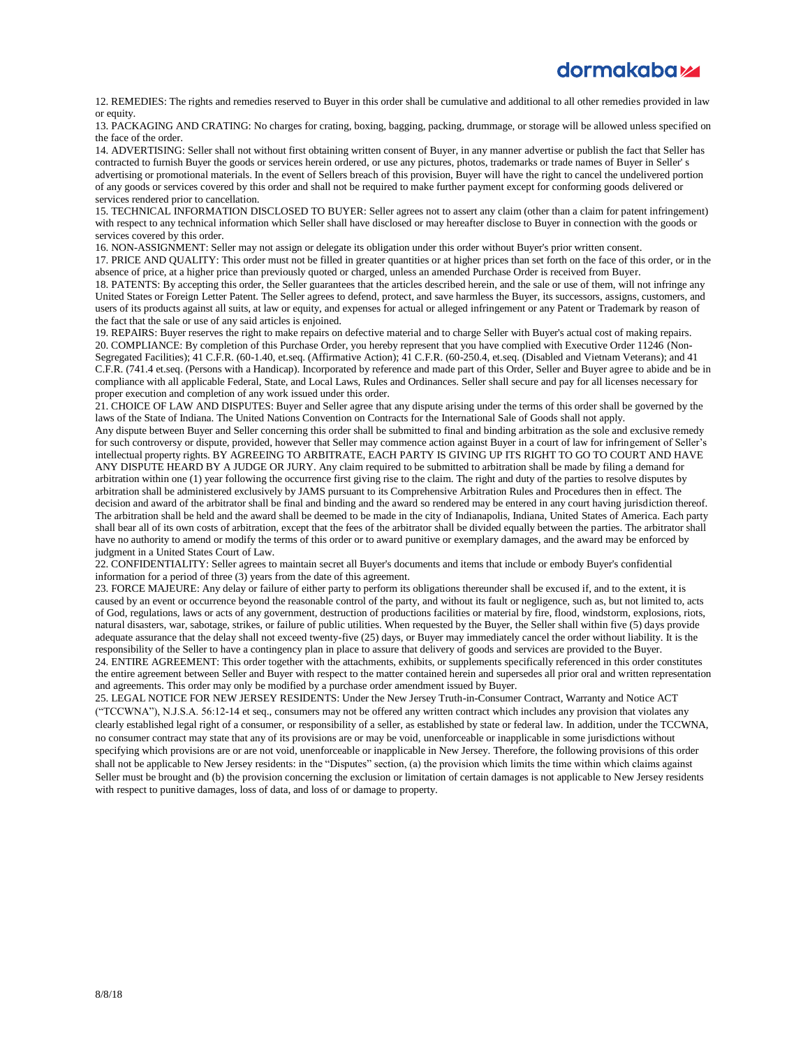12. REMEDIES: The rights and remedies reserved to Buyer in this order shall be cumulative and additional to all other remedies provided in law or equity.

13. PACKAGING AND CRATING: No charges for crating, boxing, bagging, packing, drummage, or storage will be allowed unless specified on the face of the order.

14. ADVERTISING: Seller shall not without first obtaining written consent of Buyer, in any manner advertise or publish the fact that Seller has contracted to furnish Buyer the goods or services herein ordered, or use any pictures, photos, trademarks or trade names of Buyer in Seller' s advertising or promotional materials. In the event of Sellers breach of this provision, Buyer will have the right to cancel the undelivered portion of any goods or services covered by this order and shall not be required to make further payment except for conforming goods delivered or services rendered prior to cancellation.

15. TECHNICAL INFORMATION DISCLOSED TO BUYER: Seller agrees not to assert any claim (other than a claim for patent infringement) with respect to any technical information which Seller shall have disclosed or may hereafter disclose to Buyer in connection with the goods or services covered by this order.

16. NON-ASSIGNMENT: Seller may not assign or delegate its obligation under this order without Buyer's prior written consent.

17. PRICE AND QUALITY: This order must not be filled in greater quantities or at higher prices than set forth on the face of this order, or in the absence of price, at a higher price than previously quoted or charged, unless an amended Purchase Order is received from Buyer.

18. PATENTS: By accepting this order, the Seller guarantees that the articles described herein, and the sale or use of them, will not infringe any United States or Foreign Letter Patent. The Seller agrees to defend, protect, and save harmless the Buyer, its successors, assigns, customers, and users of its products against all suits, at law or equity, and expenses for actual or alleged infringement or any Patent or Trademark by reason of the fact that the sale or use of any said articles is enjoined.

19. REPAIRS: Buyer reserves the right to make repairs on defective material and to charge Seller with Buyer's actual cost of making repairs.

20. COMPLIANCE: By completion of this Purchase Order, you hereby represent that you have complied with Executive Order 11246 (Non-Segregated Facilities); 41 C.F.R. (60-1.40, et.seq. (Affirmative Action); 41 C.F.R. (60-250.4, et.seq. (Disabled and Vietnam Veterans); and 41 C.F.R. (741.4 et.seq. (Persons with a Handicap). Incorporated by reference and made part of this Order, Seller and Buyer agree to abide and be in compliance with all applicable Federal, State, and Local Laws, Rules and Ordinances. Seller shall secure and pay for all licenses necessary for proper execution and completion of any work issued under this order.

21. CHOICE OF LAW AND DISPUTES: Buyer and Seller agree that any dispute arising under the terms of this order shall be governed by the laws of the State of Indiana. The United Nations Convention on Contracts for the International Sale of Goods shall not apply.

Any dispute between Buyer and Seller concerning this order shall be submitted to final and binding arbitration as the sole and exclusive remedy for such controversy or dispute, provided, however that Seller may commence action against Buyer in a court of law for infringement of Seller's intellectual property rights. BY AGREEING TO ARBITRATE, EACH PARTY IS GIVING UP ITS RIGHT TO GO TO COURT AND HAVE ANY DISPUTE HEARD BY A JUDGE OR JURY. Any claim required to be submitted to arbitration shall be made by filing a demand for arbitration within one (1) year following the occurrence first giving rise to the claim. The right and duty of the parties to resolve disputes by arbitration shall be administered exclusively by JAMS pursuant to its Comprehensive Arbitration Rules and Procedures then in effect. The decision and award of the arbitrator shall be final and binding and the award so rendered may be entered in any court having jurisdiction thereof. The arbitration shall be held and the award shall be deemed to be made in the city of Indianapolis, Indiana, United States of America. Each party shall bear all of its own costs of arbitration, except that the fees of the arbitrator shall be divided equally between the parties. The arbitrator shall have no authority to amend or modify the terms of this order or to award punitive or exemplary damages, and the award may be enforced by judgment in a United States Court of Law.

22. CONFIDENTIALITY: Seller agrees to maintain secret all Buyer's documents and items that include or embody Buyer's confidential information for a period of three (3) years from the date of this agreement.

23. FORCE MAJEURE: Any delay or failure of either party to perform its obligations thereunder shall be excused if, and to the extent, it is caused by an event or occurrence beyond the reasonable control of the party, and without its fault or negligence, such as, but not limited to, acts of God, regulations, laws or acts of any government, destruction of productions facilities or material by fire, flood, windstorm, explosions, riots, natural disasters, war, sabotage, strikes, or failure of public utilities. When requested by the Buyer, the Seller shall within five (5) days provide adequate assurance that the delay shall not exceed twenty-five (25) days, or Buyer may immediately cancel the order without liability. It is the responsibility of the Seller to have a contingency plan in place to assure that delivery of goods and services are provided to the Buyer.

24. ENTIRE AGREEMENT: This order together with the attachments, exhibits, or supplements specifically referenced in this order constitutes the entire agreement between Seller and Buyer with respect to the matter contained herein and supersedes all prior oral and written representation and agreements. This order may only be modified by a purchase order amendment issued by Buyer.

25. LEGAL NOTICE FOR NEW JERSEY RESIDENTS: Under the New Jersey Truth-in-Consumer Contract, Warranty and Notice ACT ("TCCWNA"), N.J.S.A. 56:12-14 et seq., consumers may not be offered any written contract which includes any provision that violates any clearly established legal right of a consumer, or responsibility of a seller, as established by state or federal law. In addition, under the TCCWNA, no consumer contract may state that any of its provisions are or may be void, unenforceable or inapplicable in some jurisdictions without specifying which provisions are or are not void, unenforceable or inapplicable in New Jersey. Therefore, the following provisions of this order shall not be applicable to New Jersey residents: in the "Disputes" section, (a) the provision which limits the time within which claims against Seller must be brought and (b) the provision concerning the exclusion or limitation of certain damages is not applicable to New Jersey residents with respect to punitive damages, loss of data, and loss of or damage to property.

8/8/18